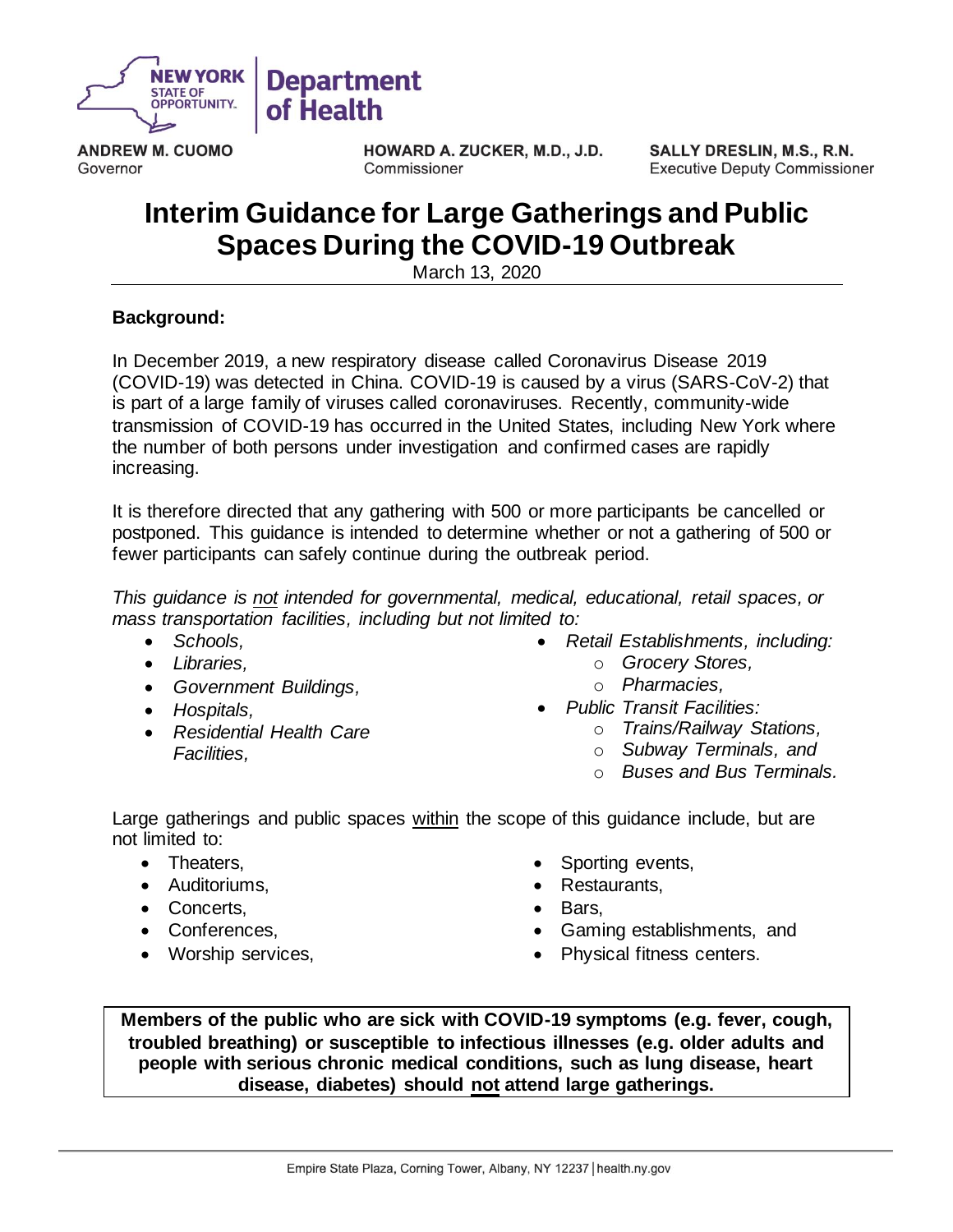NEW YORK STATE OF OPPORTUNITY. | Department of Health

**ANDREW M. CUOMO**
Governor

**HOWARD A. ZUCKER, M.D., J.D.**
Commissioner

**SALLY DRESLIN, M.S., R.N.**
Executive Deputy Commissioner

# Interim Guidance for Large Gatherings and Public Spaces During the COVID-19 Outbreak

March 13, 2020

---

**Background:**

In December 2019, a new respiratory disease called Coronavirus Disease 2019 (COVID-19) was detected in China. COVID-19 is caused by a virus (SARS-CoV-2) that is part of a large family of viruses called coronaviruses. Recently, community-wide transmission of COVID-19 has occurred in the United States, including New York where the number of both persons under investigation and confirmed cases are rapidly increasing.

It is therefore directed that any gathering with 500 or more participants be cancelled or postponed. This guidance is intended to determine whether or not a gathering of 500 or fewer participants can safely continue during the outbreak period.

*This guidance is not intended for governmental, medical, educational, retail spaces, or mass transportation facilities, including but not limited to:*

- *Schools,*
- *Libraries,*
- *Government Buildings,*
- *Hospitals,*
- *Residential Health Care Facilities,*
- *Retail Establishments, including:*
  - *Grocery Stores,*
  - *Pharmacies,*
- *Public Transit Facilities:*
  - *Trains/Railway Stations,*
  - *Subway Terminals, and*
  - *Buses and Bus Terminals.*

Large gatherings and public spaces within the scope of this guidance include, but are not limited to:

- Theaters,
- Auditoriums,
- Concerts,
- Conferences,
- Worship services,
- Sporting events,
- Restaurants,
- Bars,
- Gaming establishments, and
- Physical fitness centers.

**Members of the public who are sick with COVID-19 symptoms (e.g. fever, cough, troubled breathing) or susceptible to infectious illnesses (e.g. older adults and people with serious chronic medical conditions, such as lung disease, heart disease, diabetes) should not attend large gatherings.**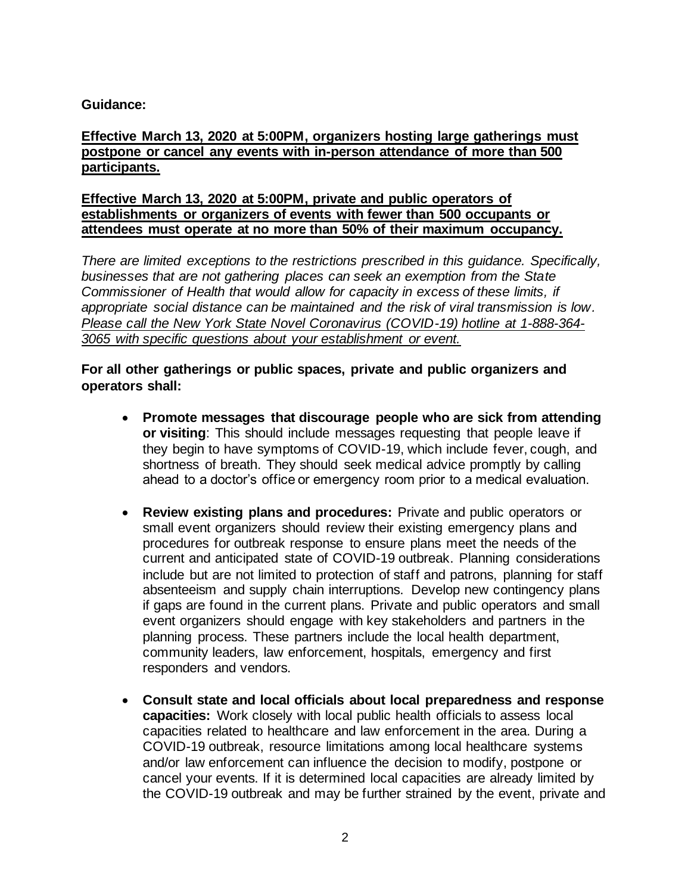**Guidance:**

**Effective March 13, 2020 at 5:00PM, organizers hosting large gatherings must postpone or cancel any events with in-person attendance of more than 500 participants.**

**Effective March 13, 2020 at 5:00PM, private and public operators of establishments or organizers of events with fewer than 500 occupants or attendees must operate at no more than 50% of their maximum occupancy.**

*There are limited exceptions to the restrictions prescribed in this guidance. Specifically, businesses that are not gathering places can seek an exemption from the State Commissioner of Health that would allow for capacity in excess of these limits, if appropriate social distance can be maintained and the risk of viral transmission is low. Please call the New York State Novel Coronavirus (COVID-19) hotline at 1-888-364-3065 with specific questions about your establishment or event.*

**For all other gatherings or public spaces, private and public organizers and operators shall:**

- **Promote messages that discourage people who are sick from attending or visiting**: This should include messages requesting that people leave if they begin to have symptoms of COVID-19, which include fever, cough, and shortness of breath. They should seek medical advice promptly by calling ahead to a doctor's office or emergency room prior to a medical evaluation.

- **Review existing plans and procedures:** Private and public operators or small event organizers should review their existing emergency plans and procedures for outbreak response to ensure plans meet the needs of the current and anticipated state of COVID-19 outbreak. Planning considerations include but are not limited to protection of staff and patrons, planning for staff absenteeism and supply chain interruptions. Develop new contingency plans if gaps are found in the current plans. Private and public operators and small event organizers should engage with key stakeholders and partners in the planning process. These partners include the local health department, community leaders, law enforcement, hospitals, emergency and first responders and vendors.

- **Consult state and local officials about local preparedness and response capacities:** Work closely with local public health officials to assess local capacities related to healthcare and law enforcement in the area. During a COVID-19 outbreak, resource limitations among local healthcare systems and/or law enforcement can influence the decision to modify, postpone or cancel your events. If it is determined local capacities are already limited by the COVID-19 outbreak and may be further strained by the event, private and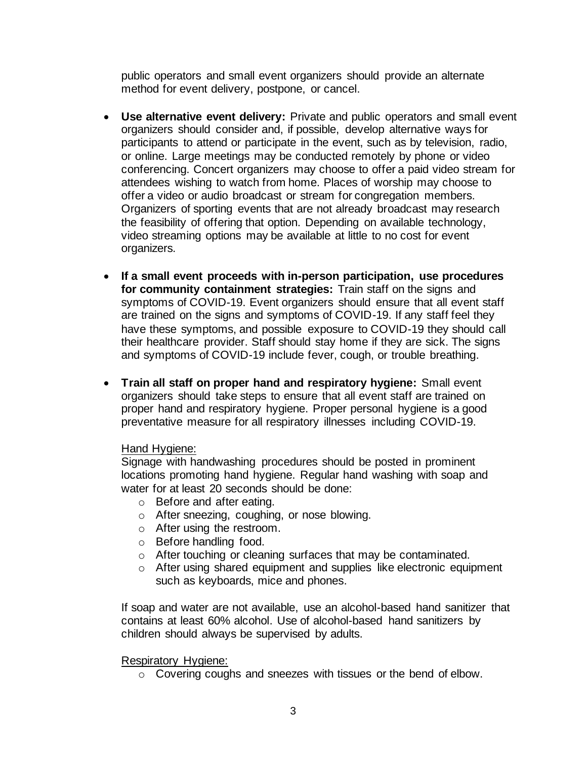public operators and small event organizers should provide an alternate method for event delivery, postpone, or cancel.

- **Use alternative event delivery:** Private and public operators and small event organizers should consider and, if possible, develop alternative ways for participants to attend or participate in the event, such as by television, radio, or online. Large meetings may be conducted remotely by phone or video conferencing. Concert organizers may choose to offer a paid video stream for attendees wishing to watch from home. Places of worship may choose to offer a video or audio broadcast or stream for congregation members. Organizers of sporting events that are not already broadcast may research the feasibility of offering that option. Depending on available technology, video streaming options may be available at little to no cost for event organizers.

- **If a small event proceeds with in-person participation, use procedures for community containment strategies:** Train staff on the signs and symptoms of COVID-19. Event organizers should ensure that all event staff are trained on the signs and symptoms of COVID-19. If any staff feel they have these symptoms, and possible exposure to COVID-19 they should call their healthcare provider. Staff should stay home if they are sick. The signs and symptoms of COVID-19 include fever, cough, or trouble breathing.

- **Train all staff on proper hand and respiratory hygiene:** Small event organizers should take steps to ensure that all event staff are trained on proper hand and respiratory hygiene. Proper personal hygiene is a good preventative measure for all respiratory illnesses including COVID-19.

  Hand Hygiene:
  Signage with handwashing procedures should be posted in prominent locations promoting hand hygiene. Regular hand washing with soap and water for at least 20 seconds should be done:
  - Before and after eating.
  - After sneezing, coughing, or nose blowing.
  - After using the restroom.
  - Before handling food.
  - After touching or cleaning surfaces that may be contaminated.
  - After using shared equipment and supplies like electronic equipment such as keyboards, mice and phones.

  If soap and water are not available, use an alcohol-based hand sanitizer that contains at least 60% alcohol. Use of alcohol-based hand sanitizers by children should always be supervised by adults.

  Respiratory Hygiene:
  - Covering coughs and sneezes with tissues or the bend of elbow.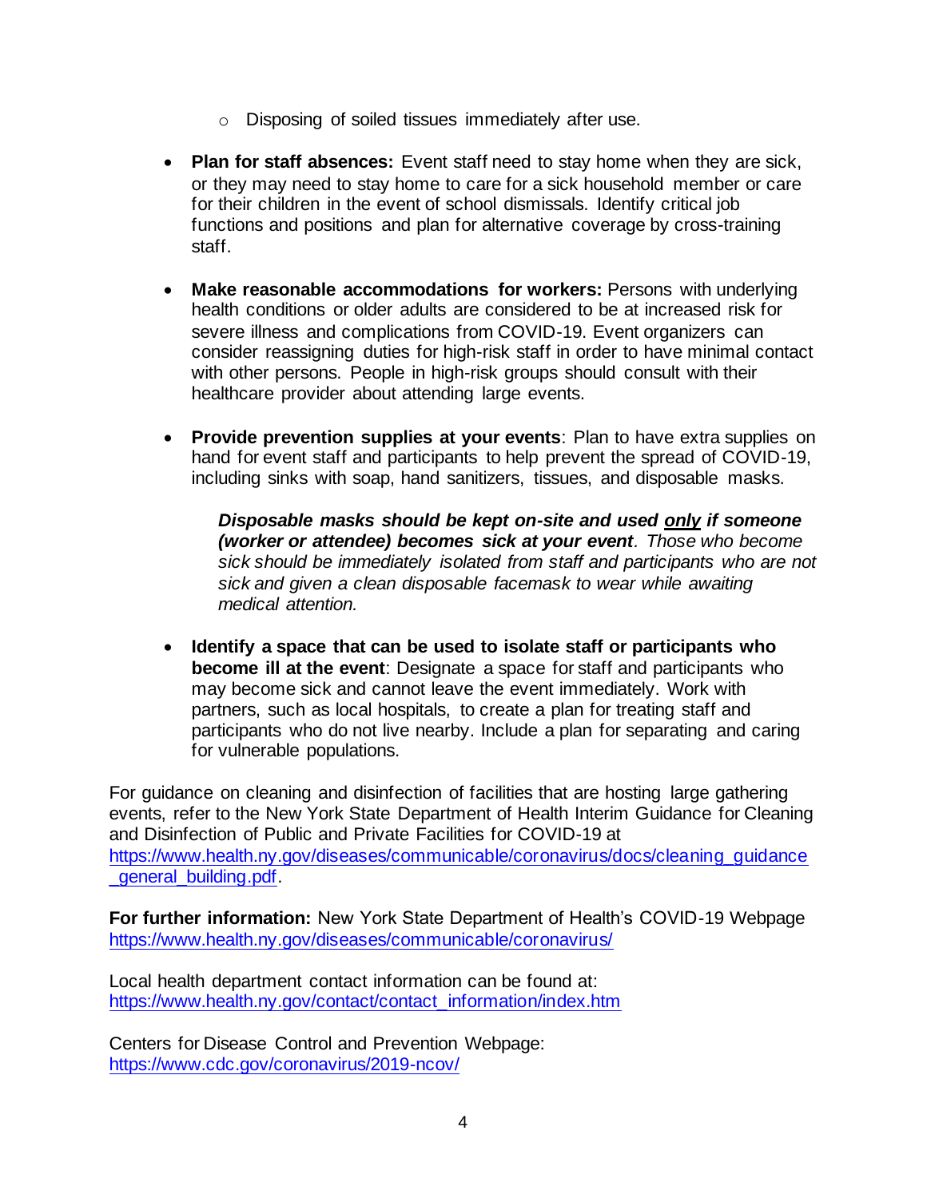- Disposing of soiled tissues immediately after use.

- **Plan for staff absences:** Event staff need to stay home when they are sick, or they may need to stay home to care for a sick household member or care for their children in the event of school dismissals. Identify critical job functions and positions and plan for alternative coverage by cross-training staff.

- **Make reasonable accommodations for workers:** Persons with underlying health conditions or older adults are considered to be at increased risk for severe illness and complications from COVID-19. Event organizers can consider reassigning duties for high-risk staff in order to have minimal contact with other persons. People in high-risk groups should consult with their healthcare provider about attending large events.

- **Provide prevention supplies at your events**: Plan to have extra supplies on hand for event staff and participants to help prevent the spread of COVID-19, including sinks with soap, hand sanitizers, tissues, and disposable masks.

  ***Disposable masks should be kept on-site and used <u>only</u> if someone (worker or attendee) becomes sick at your event****. Those who become sick should be immediately isolated from staff and participants who are not sick and given a clean disposable facemask to wear while awaiting medical attention.*

- **Identify a space that can be used to isolate staff or participants who become ill at the event**: Designate a space for staff and participants who may become sick and cannot leave the event immediately. Work with partners, such as local hospitals, to create a plan for treating staff and participants who do not live nearby. Include a plan for separating and caring for vulnerable populations.

For guidance on cleaning and disinfection of facilities that are hosting large gathering events, refer to the New York State Department of Health Interim Guidance for Cleaning and Disinfection of Public and Private Facilities for COVID-19 at https://www.health.ny.gov/diseases/communicable/coronavirus/docs/cleaning_guidance_general_building.pdf.

**For further information:** New York State Department of Health's COVID-19 Webpage https://www.health.ny.gov/diseases/communicable/coronavirus/

Local health department contact information can be found at: https://www.health.ny.gov/contact/contact_information/index.htm

Centers for Disease Control and Prevention Webpage: https://www.cdc.gov/coronavirus/2019-ncov/